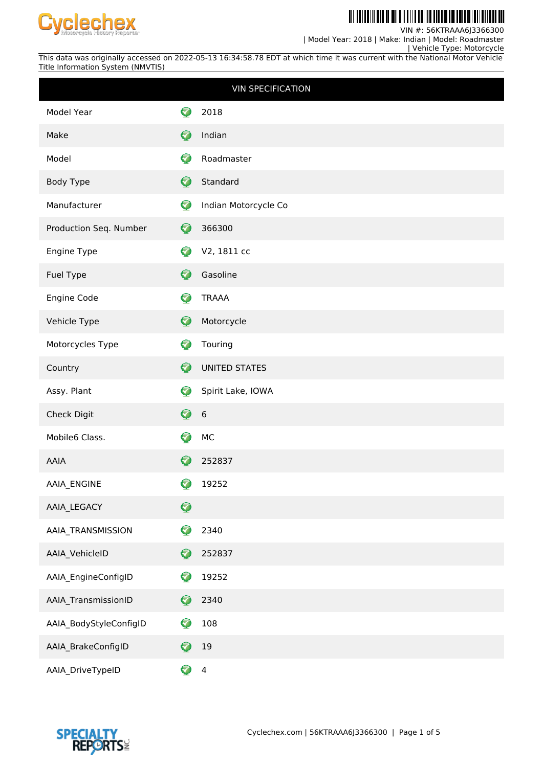Cyclechex Motorcycle History Reports

VIN #: 56KTRAAA6J3366300
| Model Year: 2018 | Make: Indian | Model: Roadmaster
| Vehicle Type: Motorcycle

This data was originally accessed on 2022-05-13 16:34:58.78 EDT at which time it was current with the National Motor Vehicle Title Information System (NMVTIS)

| VIN SPECIFICATION | |
|---|---|
| Model Year | 2018 |
| Make | Indian |
| Model | Roadmaster |
| Body Type | Standard |
| Manufacturer | Indian Motorcycle Co |
| Production Seq. Number | 366300 |
| Engine Type | V2, 1811 cc |
| Fuel Type | Gasoline |
| Engine Code | TRAAA |
| Vehicle Type | Motorcycle |
| Motorcycles Type | Touring |
| Country | UNITED STATES |
| Assy. Plant | Spirit Lake, IOWA |
| Check Digit | 6 |
| Mobile6 Class. | MC |
| AAIA | 252837 |
| AAIA_ENGINE | 19252 |
| AAIA_LEGACY | |
| AAIA_TRANSMISSION | 2340 |
| AAIA_VehicleID | 252837 |
| AAIA_EngineConfigID | 19252 |
| AAIA_TransmissionID | 2340 |
| AAIA_BodyStyleConfigID | 108 |
| AAIA_BrakeConfigID | 19 |
| AAIA_DriveTypeID | 4 |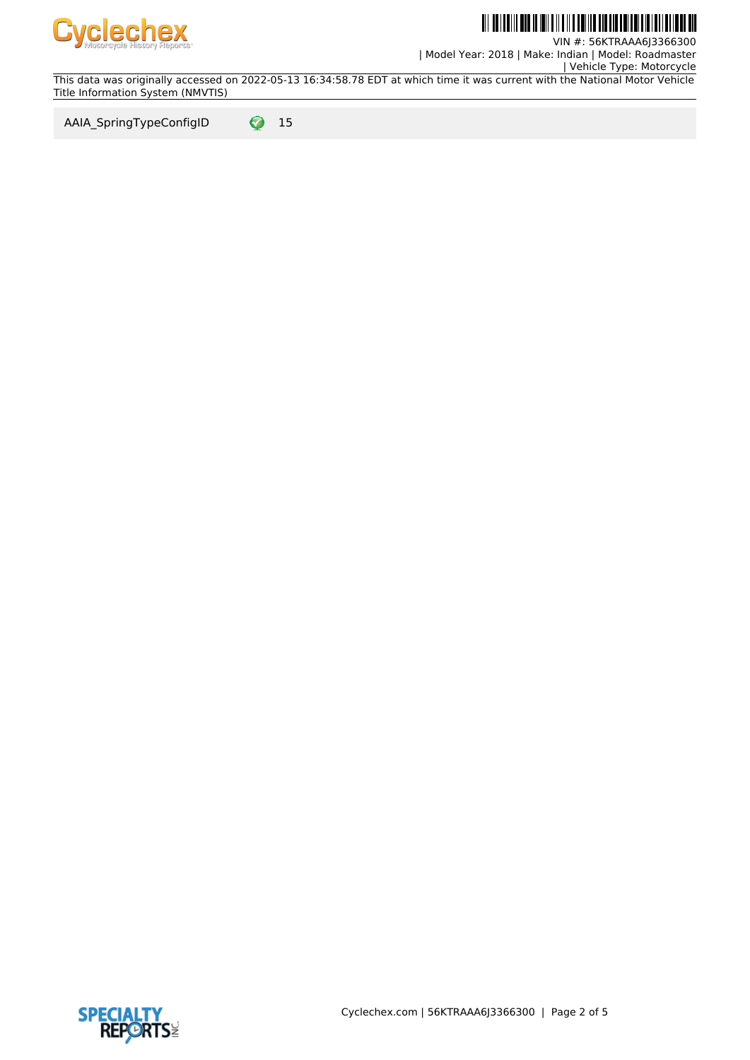| AAIA_SpringTypeConfigID | ✓ | 15 |
| --- | --- | --- |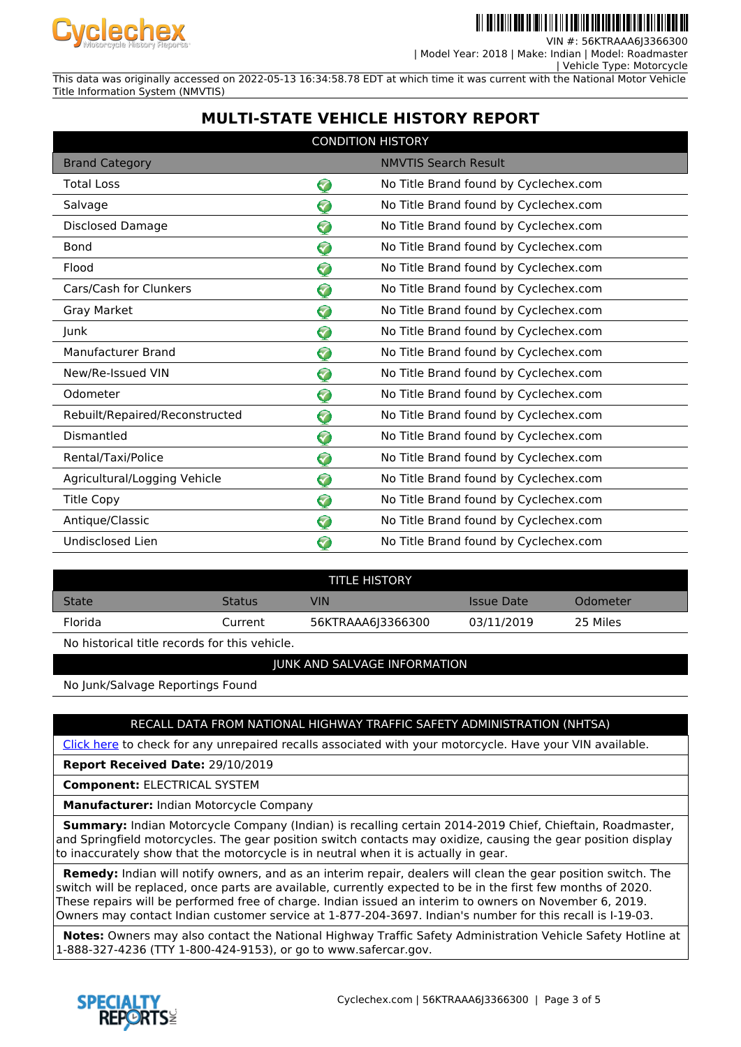VIN #: 56KTRAAA6J3366300
| Model Year: 2018 | Make: Indian | Model: Roadmaster
| Vehicle Type: Motorcycle

This data was originally accessed on 2022-05-13 16:34:58.78 EDT at which time it was current with the National Motor Vehicle Title Information System (NMVTIS)

# MULTI-STATE VEHICLE HISTORY REPORT

## CONDITION HISTORY

| Brand Category | | NMVTIS Search Result |
|---|---|---|
| Total Loss | ✓ | No Title Brand found by Cyclechex.com |
| Salvage | ✓ | No Title Brand found by Cyclechex.com |
| Disclosed Damage | ✓ | No Title Brand found by Cyclechex.com |
| Bond | ✓ | No Title Brand found by Cyclechex.com |
| Flood | ✓ | No Title Brand found by Cyclechex.com |
| Cars/Cash for Clunkers | ✓ | No Title Brand found by Cyclechex.com |
| Gray Market | ✓ | No Title Brand found by Cyclechex.com |
| Junk | ✓ | No Title Brand found by Cyclechex.com |
| Manufacturer Brand | ✓ | No Title Brand found by Cyclechex.com |
| New/Re-Issued VIN | ✓ | No Title Brand found by Cyclechex.com |
| Odometer | ✓ | No Title Brand found by Cyclechex.com |
| Rebuilt/Repaired/Reconstructed | ✓ | No Title Brand found by Cyclechex.com |
| Dismantled | ✓ | No Title Brand found by Cyclechex.com |
| Rental/Taxi/Police | ✓ | No Title Brand found by Cyclechex.com |
| Agricultural/Logging Vehicle | ✓ | No Title Brand found by Cyclechex.com |
| Title Copy | ✓ | No Title Brand found by Cyclechex.com |
| Antique/Classic | ✓ | No Title Brand found by Cyclechex.com |
| Undisclosed Lien | ✓ | No Title Brand found by Cyclechex.com |

## TITLE HISTORY

| State | Status | VIN | Issue Date | Odometer |
|---|---|---|---|---|
| Florida | Current | 56KTRAAA6J3366300 | 03/11/2019 | 25 Miles |

No historical title records for this vehicle.

## JUNK AND SALVAGE INFORMATION

No Junk/Salvage Reportings Found

## RECALL DATA FROM NATIONAL HIGHWAY TRAFFIC SAFETY ADMINISTRATION (NHTSA)

Click here to check for any unrepaired recalls associated with your motorcycle. Have your VIN available.

**Report Received Date:** 29/10/2019

**Component:** ELECTRICAL SYSTEM

**Manufacturer:** Indian Motorcycle Company

**Summary:** Indian Motorcycle Company (Indian) is recalling certain 2014-2019 Chief, Chieftain, Roadmaster, and Springfield motorcycles. The gear position switch contacts may oxidize, causing the gear position display to inaccurately show that the motorcycle is in neutral when it is actually in gear.

**Remedy:** Indian will notify owners, and as an interim repair, dealers will clean the gear position switch. The switch will be replaced, once parts are available, currently expected to be in the first few months of 2020. These repairs will be performed free of charge. Indian issued an interim to owners on November 6, 2019. Owners may contact Indian customer service at 1-877-204-3697. Indian's number for this recall is I-19-03.

**Notes:** Owners may also contact the National Highway Traffic Safety Administration Vehicle Safety Hotline at 1-888-327-4236 (TTY 1-800-424-9153), or go to www.safercar.gov.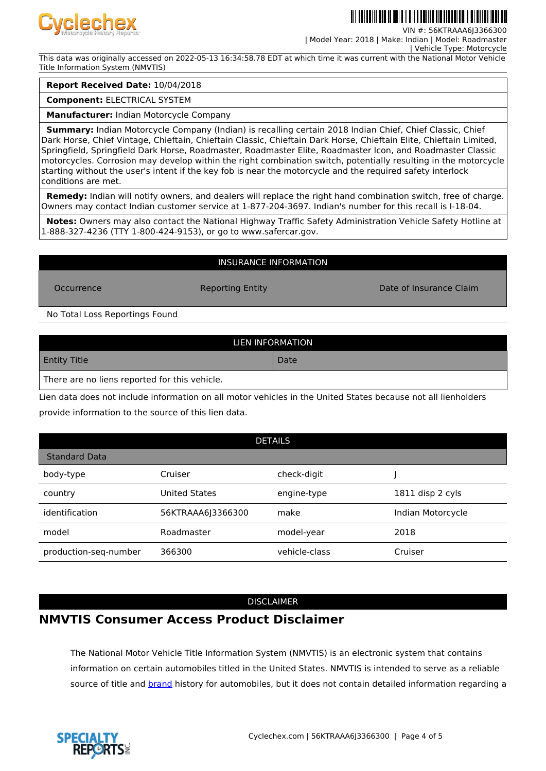VIN #: 56KTRAAA6J3366300 | Model Year: 2018 | Make: Indian | Model: Roadmaster | Vehicle Type: Motorcycle

This data was originally accessed on 2022-05-13 16:34:58.78 EDT at which time it was current with the National Motor Vehicle Title Information System (NMVTIS)

| |
|---|
| **Report Received Date:** 10/04/2018 |
| **Component:** ELECTRICAL SYSTEM |
| **Manufacturer:** Indian Motorcycle Company |
| **Summary:** Indian Motorcycle Company (Indian) is recalling certain 2018 Indian Chief, Chief Classic, Chief Dark Horse, Chief Vintage, Chieftain, Chieftain Classic, Chieftain Dark Horse, Chieftain Elite, Chieftain Limited, Springfield, Springfield Dark Horse, Roadmaster, Roadmaster Elite, Roadmaster Icon, and Roadmaster Classic motorcycles. Corrosion may develop within the right combination switch, potentially resulting in the motorcycle starting without the user's intent if the key fob is near the motorcycle and the required safety interlock conditions are met. |
| **Remedy:** Indian will notify owners, and dealers will replace the right hand combination switch, free of charge. Owners may contact Indian customer service at 1-877-204-3697. Indian's number for this recall is I-18-04. |
| **Notes:** Owners may also contact the National Highway Traffic Safety Administration Vehicle Safety Hotline at 1-888-327-4236 (TTY 1-800-424-9153), or go to www.safercar.gov. |

## INSURANCE INFORMATION

| Occurrence | Reporting Entity | Date of Insurance Claim |
|---|---|---|
| No Total Loss Reportings Found | | |

## LIEN INFORMATION

| Entity Title | Date |
|---|---|
| There are no liens reported for this vehicle. | |

Lien data does not include information on all motor vehicles in the United States because not all lienholders provide information to the source of this lien data.

## DETAILS

Standard Data

| | | | |
|---|---|---|---|
| body-type | Cruiser | check-digit | J |
| country | United States | engine-type | 1811 disp 2 cyls |
| identification | 56KTRAAA6J3366300 | make | Indian Motorcycle |
| model | Roadmaster | model-year | 2018 |
| production-seq-number | 366300 | vehicle-class | Cruiser |

## DISCLAIMER

# NMVTIS Consumer Access Product Disclaimer

The National Motor Vehicle Title Information System (NMVTIS) is an electronic system that contains information on certain automobiles titled in the United States. NMVTIS is intended to serve as a reliable source of title and brand history for automobiles, but it does not contain detailed information regarding a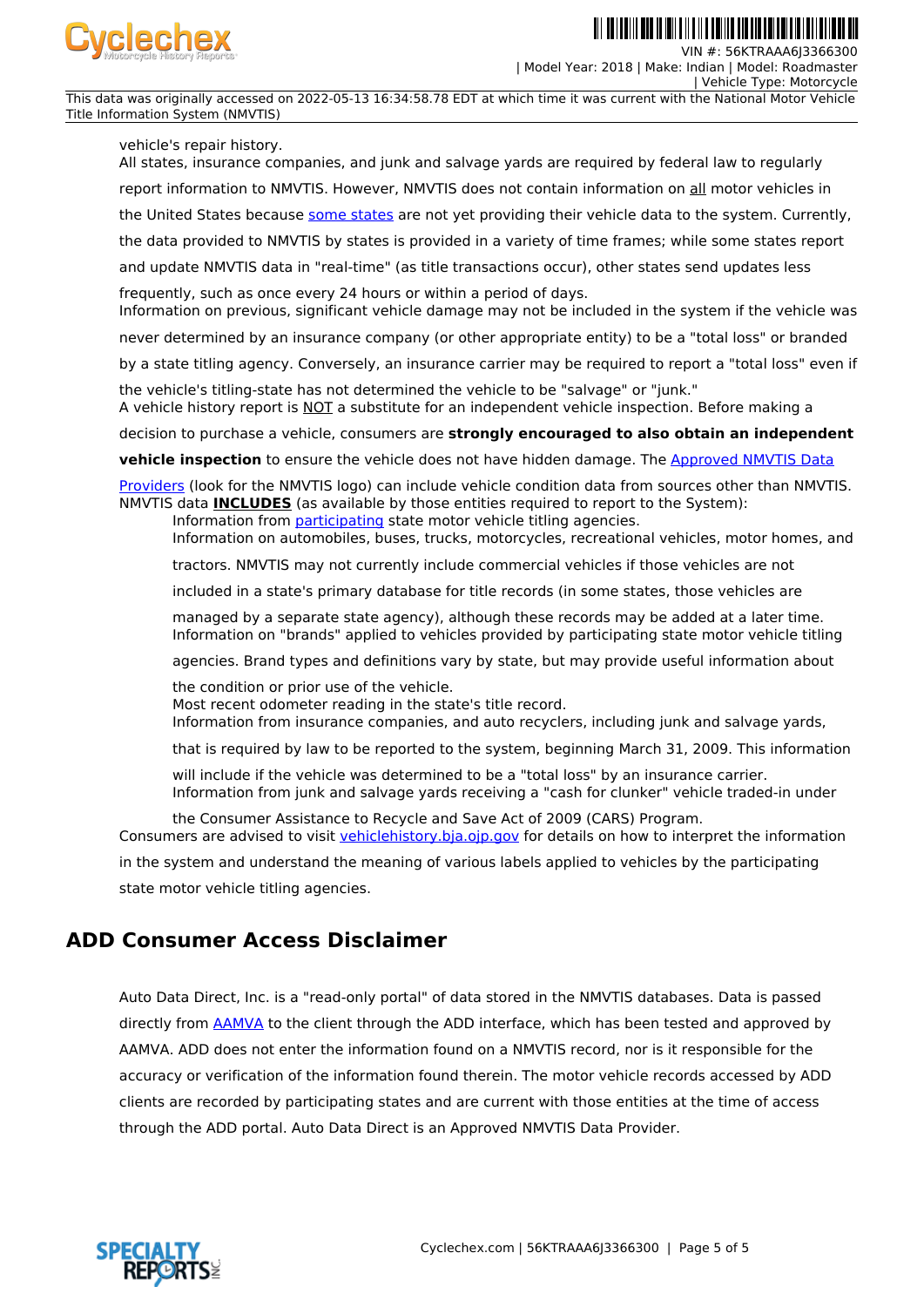vehicle's repair history.

All states, insurance companies, and junk and salvage yards are required by federal law to regularly report information to NMVTIS. However, NMVTIS does not contain information on all motor vehicles in the United States because some states are not yet providing their vehicle data to the system. Currently, the data provided to NMVTIS by states is provided in a variety of time frames; while some states report and update NMVTIS data in "real-time" (as title transactions occur), other states send updates less frequently, such as once every 24 hours or within a period of days.

Information on previous, significant vehicle damage may not be included in the system if the vehicle was never determined by an insurance company (or other appropriate entity) to be a "total loss" or branded by a state titling agency. Conversely, an insurance carrier may be required to report a "total loss" even if the vehicle's titling-state has not determined the vehicle to be "salvage" or "junk."

A vehicle history report is NOT a substitute for an independent vehicle inspection. Before making a decision to purchase a vehicle, consumers are **strongly encouraged to also obtain an independent vehicle inspection** to ensure the vehicle does not have hidden damage. The Approved NMVTIS Data Providers (look for the NMVTIS logo) can include vehicle condition data from sources other than NMVTIS.

NMVTIS data **INCLUDES** (as available by those entities required to report to the System):

- Information from participating state motor vehicle titling agencies.
- Information on automobiles, buses, trucks, motorcycles, recreational vehicles, motor homes, and tractors. NMVTIS may not currently include commercial vehicles if those vehicles are not included in a state's primary database for title records (in some states, those vehicles are managed by a separate state agency), although these records may be added at a later time.
- Information on "brands" applied to vehicles provided by participating state motor vehicle titling agencies. Brand types and definitions vary by state, but may provide useful information about the condition or prior use of the vehicle.
- Most recent odometer reading in the state's title record.
- Information from insurance companies, and auto recyclers, including junk and salvage yards, that is required by law to be reported to the system, beginning March 31, 2009. This information will include if the vehicle was determined to be a "total loss" by an insurance carrier.
- Information from junk and salvage yards receiving a "cash for clunker" vehicle traded-in under the Consumer Assistance to Recycle and Save Act of 2009 (CARS) Program.

Consumers are advised to visit vehiclehistory.bja.ojp.gov for details on how to interpret the information in the system and understand the meaning of various labels applied to vehicles by the participating state motor vehicle titling agencies.

## ADD Consumer Access Disclaimer

Auto Data Direct, Inc. is a "read-only portal" of data stored in the NMVTIS databases. Data is passed directly from AAMVA to the client through the ADD interface, which has been tested and approved by AAMVA. ADD does not enter the information found on a NMVTIS record, nor is it responsible for the accuracy or verification of the information found therein. The motor vehicle records accessed by ADD clients are recorded by participating states and are current with those entities at the time of access through the ADD portal. Auto Data Direct is an Approved NMVTIS Data Provider.